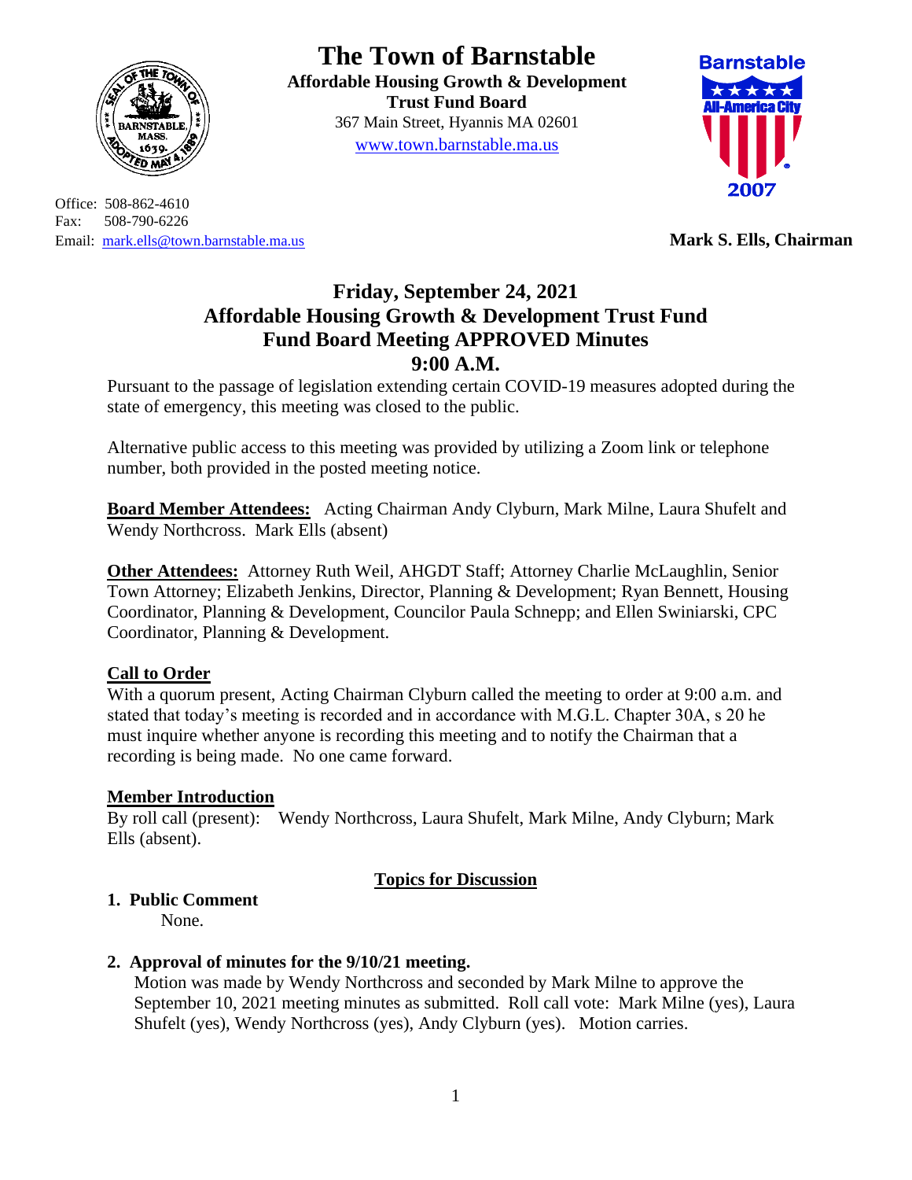# The Town of Barnstable

**Affordable Housing Growth & Development Trust Fund Board**
367 Main Street, Hyannis MA 02601
www.town.barnstable.ma.us

Office: 508-862-4610
Fax: 508-790-6226
Email: mark.ells@town.barnstable.ma.us

**Mark S. Ells, Chairman**

## Friday, September 24, 2021
## Affordable Housing Growth & Development Trust Fund
## Fund Board Meeting APPROVED Minutes
## 9:00 A.M.

Pursuant to the passage of legislation extending certain COVID-19 measures adopted during the state of emergency, this meeting was closed to the public.

Alternative public access to this meeting was provided by utilizing a Zoom link or telephone number, both provided in the posted meeting notice.

**Board Member Attendees:** Acting Chairman Andy Clyburn, Mark Milne, Laura Shufelt and Wendy Northcross. Mark Ells (absent)

**Other Attendees:** Attorney Ruth Weil, AHGDT Staff; Attorney Charlie McLaughlin, Senior Town Attorney; Elizabeth Jenkins, Director, Planning & Development; Ryan Bennett, Housing Coordinator, Planning & Development, Councilor Paula Schnepp; and Ellen Swiniarski, CPC Coordinator, Planning & Development.

**Call to Order**
With a quorum present, Acting Chairman Clyburn called the meeting to order at 9:00 a.m. and stated that today's meeting is recorded and in accordance with M.G.L. Chapter 30A, s 20 he must inquire whether anyone is recording this meeting and to notify the Chairman that a recording is being made. No one came forward.

**Member Introduction**
By roll call (present): Wendy Northcross, Laura Shufelt, Mark Milne, Andy Clyburn; Mark Ells (absent).

**Topics for Discussion**

1. **Public Comment**
   None.

2. **Approval of minutes for the 9/10/21 meeting.**
   Motion was made by Wendy Northcross and seconded by Mark Milne to approve the September 10, 2021 meeting minutes as submitted. Roll call vote: Mark Milne (yes), Laura Shufelt (yes), Wendy Northcross (yes), Andy Clyburn (yes). Motion carries.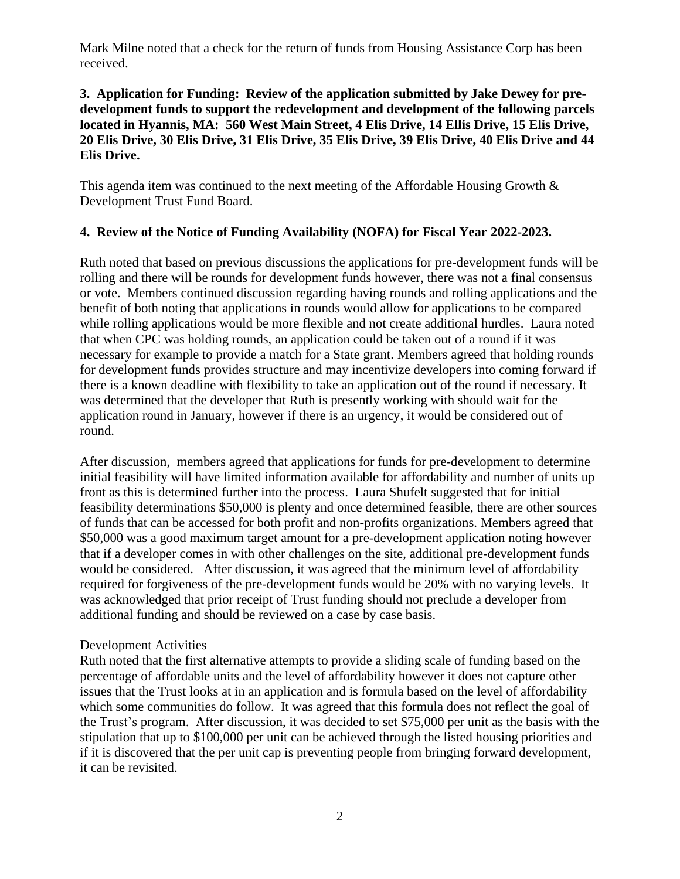Mark Milne noted that a check for the return of funds from Housing Assistance Corp has been received.

**3. Application for Funding: Review of the application submitted by Jake Dewey for pre-development funds to support the redevelopment and development of the following parcels located in Hyannis, MA: 560 West Main Street, 4 Elis Drive, 14 Ellis Drive, 15 Elis Drive, 20 Elis Drive, 30 Elis Drive, 31 Elis Drive, 35 Elis Drive, 39 Elis Drive, 40 Elis Drive and 44 Elis Drive.**

This agenda item was continued to the next meeting of the Affordable Housing Growth & Development Trust Fund Board.

**4. Review of the Notice of Funding Availability (NOFA) for Fiscal Year 2022-2023.**

Ruth noted that based on previous discussions the applications for pre-development funds will be rolling and there will be rounds for development funds however, there was not a final consensus or vote. Members continued discussion regarding having rounds and rolling applications and the benefit of both noting that applications in rounds would allow for applications to be compared while rolling applications would be more flexible and not create additional hurdles. Laura noted that when CPC was holding rounds, an application could be taken out of a round if it was necessary for example to provide a match for a State grant. Members agreed that holding rounds for development funds provides structure and may incentivize developers into coming forward if there is a known deadline with flexibility to take an application out of the round if necessary. It was determined that the developer that Ruth is presently working with should wait for the application round in January, however if there is an urgency, it would be considered out of round.

After discussion, members agreed that applications for funds for pre-development to determine initial feasibility will have limited information available for affordability and number of units up front as this is determined further into the process. Laura Shufelt suggested that for initial feasibility determinations $50,000 is plenty and once determined feasible, there are other sources of funds that can be accessed for both profit and non-profits organizations. Members agreed that $50,000 was a good maximum target amount for a pre-development application noting however that if a developer comes in with other challenges on the site, additional pre-development funds would be considered. After discussion, it was agreed that the minimum level of affordability required for forgiveness of the pre-development funds would be 20% with no varying levels. It was acknowledged that prior receipt of Trust funding should not preclude a developer from additional funding and should be reviewed on a case by case basis.

Development Activities

Ruth noted that the first alternative attempts to provide a sliding scale of funding based on the percentage of affordable units and the level of affordability however it does not capture other issues that the Trust looks at in an application and is formula based on the level of affordability which some communities do follow. It was agreed that this formula does not reflect the goal of the Trust's program. After discussion, it was decided to set $75,000 per unit as the basis with the stipulation that up to $100,000 per unit can be achieved through the listed housing priorities and if it is discovered that the per unit cap is preventing people from bringing forward development, it can be revisited.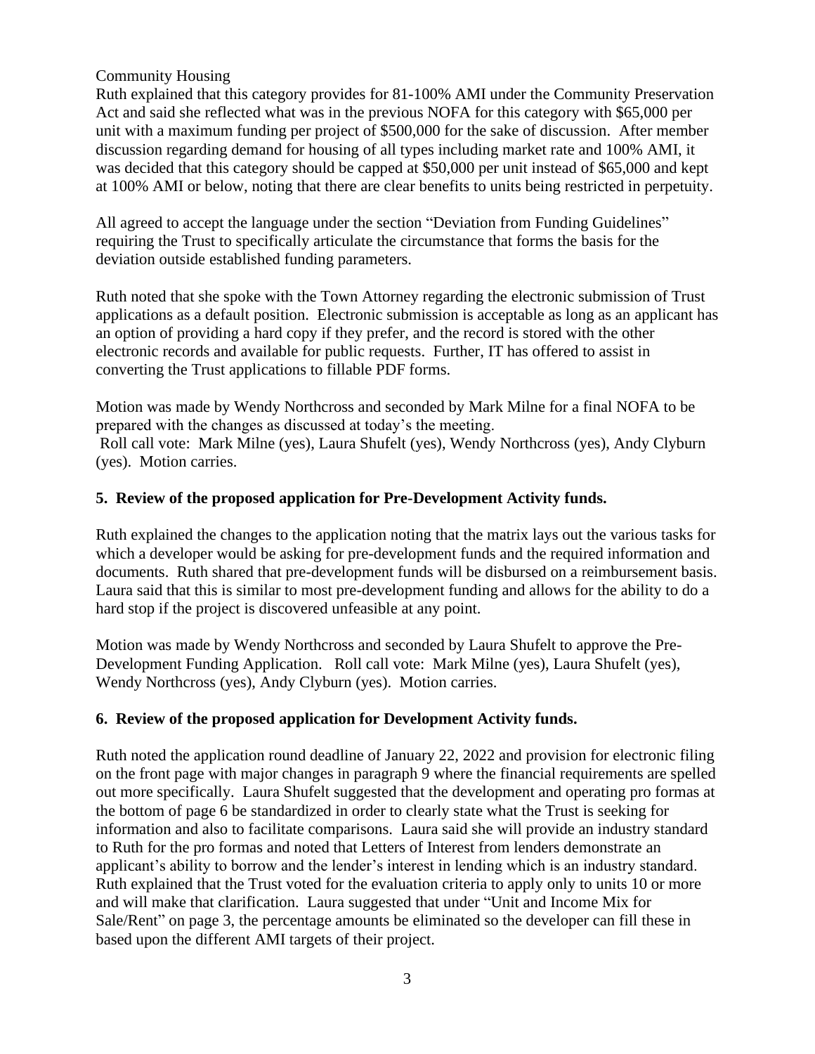Community Housing

Ruth explained that this category provides for 81-100% AMI under the Community Preservation Act and said she reflected what was in the previous NOFA for this category with $65,000 per unit with a maximum funding per project of $500,000 for the sake of discussion. After member discussion regarding demand for housing of all types including market rate and 100% AMI, it was decided that this category should be capped at $50,000 per unit instead of $65,000 and kept at 100% AMI or below, noting that there are clear benefits to units being restricted in perpetuity.

All agreed to accept the language under the section "Deviation from Funding Guidelines" requiring the Trust to specifically articulate the circumstance that forms the basis for the deviation outside established funding parameters.

Ruth noted that she spoke with the Town Attorney regarding the electronic submission of Trust applications as a default position. Electronic submission is acceptable as long as an applicant has an option of providing a hard copy if they prefer, and the record is stored with the other electronic records and available for public requests. Further, IT has offered to assist in converting the Trust applications to fillable PDF forms.

Motion was made by Wendy Northcross and seconded by Mark Milne for a final NOFA to be prepared with the changes as discussed at today's the meeting.
Roll call vote: Mark Milne (yes), Laura Shufelt (yes), Wendy Northcross (yes), Andy Clyburn (yes). Motion carries.

**5. Review of the proposed application for Pre-Development Activity funds.**

Ruth explained the changes to the application noting that the matrix lays out the various tasks for which a developer would be asking for pre-development funds and the required information and documents. Ruth shared that pre-development funds will be disbursed on a reimbursement basis. Laura said that this is similar to most pre-development funding and allows for the ability to do a hard stop if the project is discovered unfeasible at any point.

Motion was made by Wendy Northcross and seconded by Laura Shufelt to approve the Pre-Development Funding Application. Roll call vote: Mark Milne (yes), Laura Shufelt (yes), Wendy Northcross (yes), Andy Clyburn (yes). Motion carries.

**6. Review of the proposed application for Development Activity funds.**

Ruth noted the application round deadline of January 22, 2022 and provision for electronic filing on the front page with major changes in paragraph 9 where the financial requirements are spelled out more specifically. Laura Shufelt suggested that the development and operating pro formas at the bottom of page 6 be standardized in order to clearly state what the Trust is seeking for information and also to facilitate comparisons. Laura said she will provide an industry standard to Ruth for the pro formas and noted that Letters of Interest from lenders demonstrate an applicant's ability to borrow and the lender's interest in lending which is an industry standard. Ruth explained that the Trust voted for the evaluation criteria to apply only to units 10 or more and will make that clarification. Laura suggested that under "Unit and Income Mix for Sale/Rent" on page 3, the percentage amounts be eliminated so the developer can fill these in based upon the different AMI targets of their project.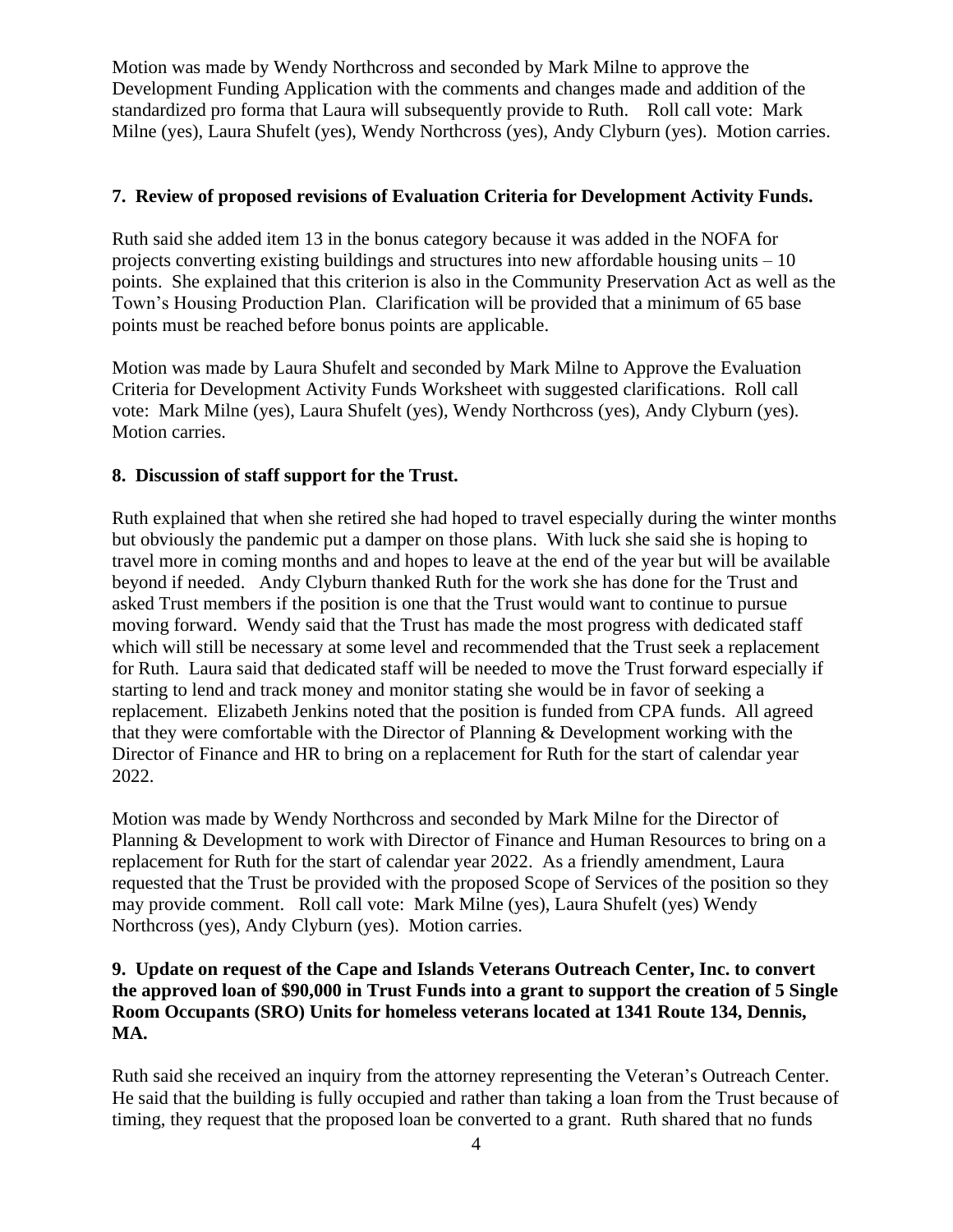Motion was made by Wendy Northcross and seconded by Mark Milne to approve the Development Funding Application with the comments and changes made and addition of the standardized pro forma that Laura will subsequently provide to Ruth. Roll call vote: Mark Milne (yes), Laura Shufelt (yes), Wendy Northcross (yes), Andy Clyburn (yes). Motion carries.

**7. Review of proposed revisions of Evaluation Criteria for Development Activity Funds.**

Ruth said she added item 13 in the bonus category because it was added in the NOFA for projects converting existing buildings and structures into new affordable housing units – 10 points. She explained that this criterion is also in the Community Preservation Act as well as the Town's Housing Production Plan. Clarification will be provided that a minimum of 65 base points must be reached before bonus points are applicable.

Motion was made by Laura Shufelt and seconded by Mark Milne to Approve the Evaluation Criteria for Development Activity Funds Worksheet with suggested clarifications. Roll call vote: Mark Milne (yes), Laura Shufelt (yes), Wendy Northcross (yes), Andy Clyburn (yes). Motion carries.

**8. Discussion of staff support for the Trust.**

Ruth explained that when she retired she had hoped to travel especially during the winter months but obviously the pandemic put a damper on those plans. With luck she said she is hoping to travel more in coming months and and hopes to leave at the end of the year but will be available beyond if needed. Andy Clyburn thanked Ruth for the work she has done for the Trust and asked Trust members if the position is one that the Trust would want to continue to pursue moving forward. Wendy said that the Trust has made the most progress with dedicated staff which will still be necessary at some level and recommended that the Trust seek a replacement for Ruth. Laura said that dedicated staff will be needed to move the Trust forward especially if starting to lend and track money and monitor stating she would be in favor of seeking a replacement. Elizabeth Jenkins noted that the position is funded from CPA funds. All agreed that they were comfortable with the Director of Planning & Development working with the Director of Finance and HR to bring on a replacement for Ruth for the start of calendar year 2022.

Motion was made by Wendy Northcross and seconded by Mark Milne for the Director of Planning & Development to work with Director of Finance and Human Resources to bring on a replacement for Ruth for the start of calendar year 2022. As a friendly amendment, Laura requested that the Trust be provided with the proposed Scope of Services of the position so they may provide comment. Roll call vote: Mark Milne (yes), Laura Shufelt (yes) Wendy Northcross (yes), Andy Clyburn (yes). Motion carries.

**9. Update on request of the Cape and Islands Veterans Outreach Center, Inc. to convert the approved loan of $90,000 in Trust Funds into a grant to support the creation of 5 Single Room Occupants (SRO) Units for homeless veterans located at 1341 Route 134, Dennis, MA.**

Ruth said she received an inquiry from the attorney representing the Veteran's Outreach Center. He said that the building is fully occupied and rather than taking a loan from the Trust because of timing, they request that the proposed loan be converted to a grant. Ruth shared that no funds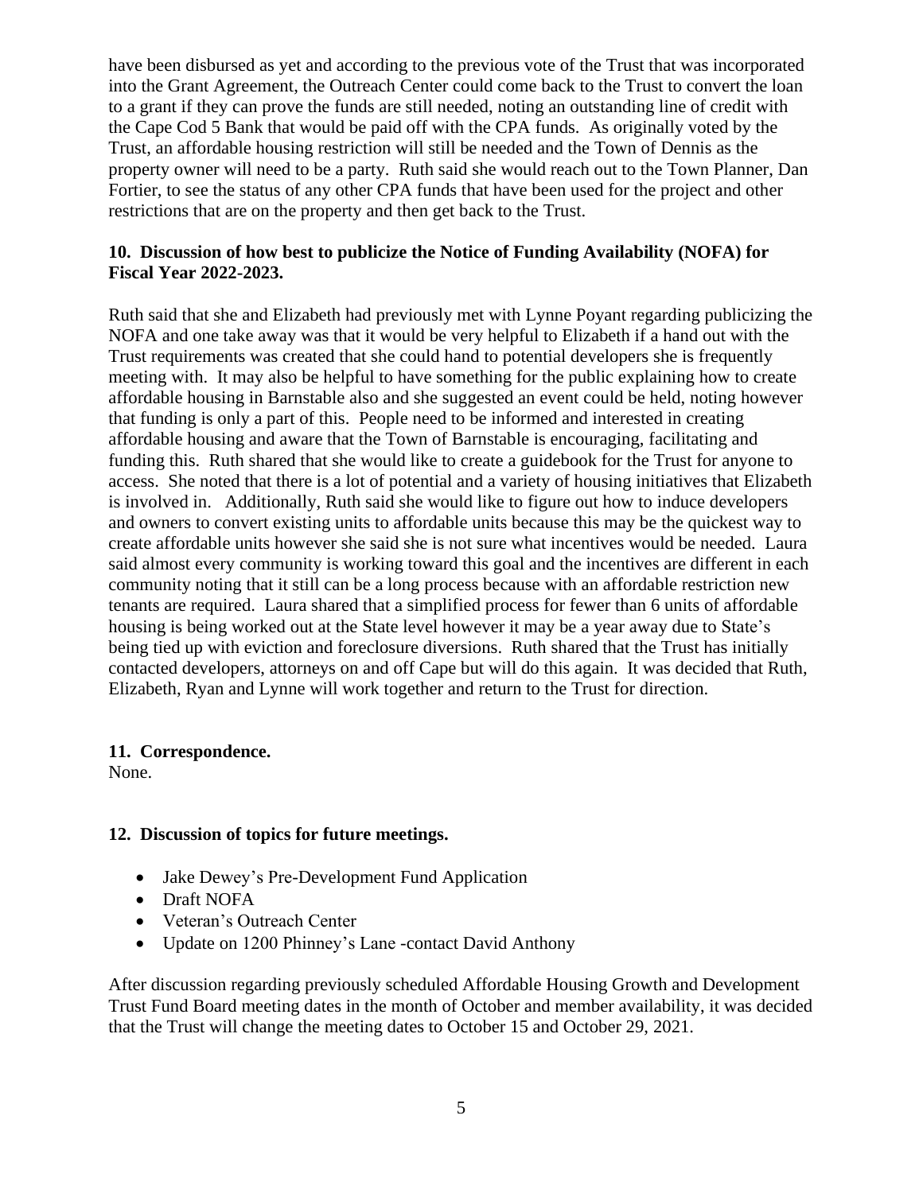have been disbursed as yet and according to the previous vote of the Trust that was incorporated into the Grant Agreement, the Outreach Center could come back to the Trust to convert the loan to a grant if they can prove the funds are still needed, noting an outstanding line of credit with the Cape Cod 5 Bank that would be paid off with the CPA funds. As originally voted by the Trust, an affordable housing restriction will still be needed and the Town of Dennis as the property owner will need to be a party. Ruth said she would reach out to the Town Planner, Dan Fortier, to see the status of any other CPA funds that have been used for the project and other restrictions that are on the property and then get back to the Trust.

**10. Discussion of how best to publicize the Notice of Funding Availability (NOFA) for Fiscal Year 2022-2023.**

Ruth said that she and Elizabeth had previously met with Lynne Poyant regarding publicizing the NOFA and one take away was that it would be very helpful to Elizabeth if a hand out with the Trust requirements was created that she could hand to potential developers she is frequently meeting with. It may also be helpful to have something for the public explaining how to create affordable housing in Barnstable also and she suggested an event could be held, noting however that funding is only a part of this. People need to be informed and interested in creating affordable housing and aware that the Town of Barnstable is encouraging, facilitating and funding this. Ruth shared that she would like to create a guidebook for the Trust for anyone to access. She noted that there is a lot of potential and a variety of housing initiatives that Elizabeth is involved in. Additionally, Ruth said she would like to figure out how to induce developers and owners to convert existing units to affordable units because this may be the quickest way to create affordable units however she said she is not sure what incentives would be needed. Laura said almost every community is working toward this goal and the incentives are different in each community noting that it still can be a long process because with an affordable restriction new tenants are required. Laura shared that a simplified process for fewer than 6 units of affordable housing is being worked out at the State level however it may be a year away due to State's being tied up with eviction and foreclosure diversions. Ruth shared that the Trust has initially contacted developers, attorneys on and off Cape but will do this again. It was decided that Ruth, Elizabeth, Ryan and Lynne will work together and return to the Trust for direction.

**11. Correspondence.**

None.

**12. Discussion of topics for future meetings.**

- Jake Dewey's Pre-Development Fund Application
- Draft NOFA
- Veteran's Outreach Center
- Update on 1200 Phinney's Lane -contact David Anthony

After discussion regarding previously scheduled Affordable Housing Growth and Development Trust Fund Board meeting dates in the month of October and member availability, it was decided that the Trust will change the meeting dates to October 15 and October 29, 2021.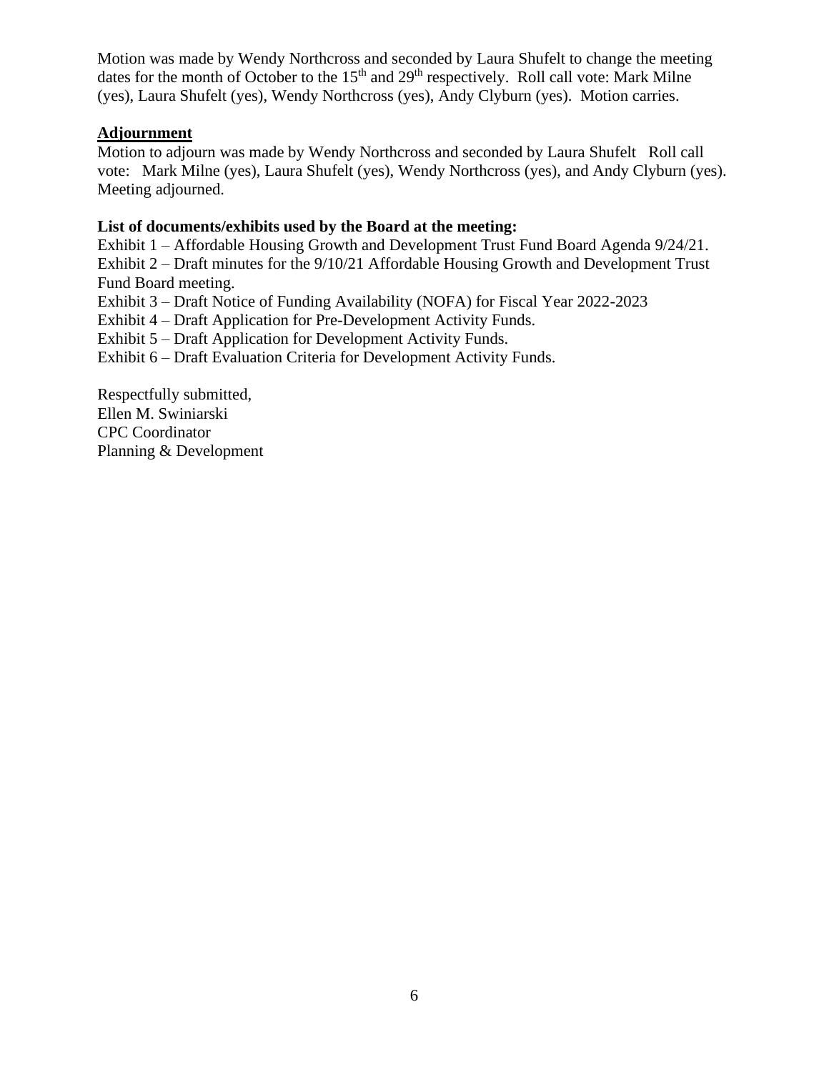Motion was made by Wendy Northcross and seconded by Laura Shufelt to change the meeting dates for the month of October to the 15th and 29th respectively. Roll call vote: Mark Milne (yes), Laura Shufelt (yes), Wendy Northcross (yes), Andy Clyburn (yes). Motion carries.

**Adjournment**

Motion to adjourn was made by Wendy Northcross and seconded by Laura Shufelt Roll call vote: Mark Milne (yes), Laura Shufelt (yes), Wendy Northcross (yes), and Andy Clyburn (yes). Meeting adjourned.

**List of documents/exhibits used by the Board at the meeting:**

Exhibit 1 – Affordable Housing Growth and Development Trust Fund Board Agenda 9/24/21.
Exhibit 2 – Draft minutes for the 9/10/21 Affordable Housing Growth and Development Trust Fund Board meeting.
Exhibit 3 – Draft Notice of Funding Availability (NOFA) for Fiscal Year 2022-2023
Exhibit 4 – Draft Application for Pre-Development Activity Funds.
Exhibit 5 – Draft Application for Development Activity Funds.
Exhibit 6 – Draft Evaluation Criteria for Development Activity Funds.

Respectfully submitted,
Ellen M. Swiniarski
CPC Coordinator
Planning & Development